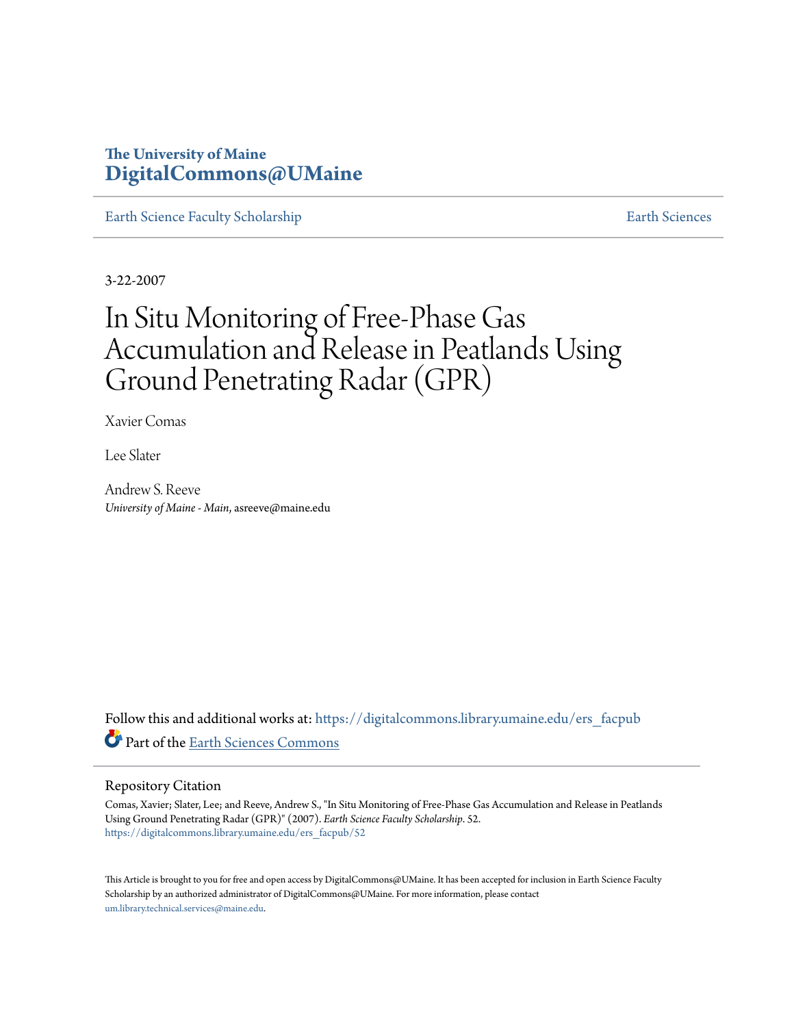The University of Maine
**DigitalCommons@UMaine**

Earth Science Faculty Scholarship | Earth Sciences

3-22-2007

# In Situ Monitoring of Free-Phase Gas Accumulation and Release in Peatlands Using Ground Penetrating Radar (GPR)

Xavier Comas

Lee Slater

Andrew S. Reeve
*University of Maine - Main*, asreeve@maine.edu

Follow this and additional works at: https://digitalcommons.library.umaine.edu/ers_facpub

Part of the Earth Sciences Commons

## Repository Citation

Comas, Xavier; Slater, Lee; and Reeve, Andrew S., "In Situ Monitoring of Free-Phase Gas Accumulation and Release in Peatlands Using Ground Penetrating Radar (GPR)" (2007). *Earth Science Faculty Scholarship*. 52.
https://digitalcommons.library.umaine.edu/ers_facpub/52

This Article is brought to you for free and open access by DigitalCommons@UMaine. It has been accepted for inclusion in Earth Science Faculty Scholarship by an authorized administrator of DigitalCommons@UMaine. For more information, please contact um.library.technical.services@maine.edu.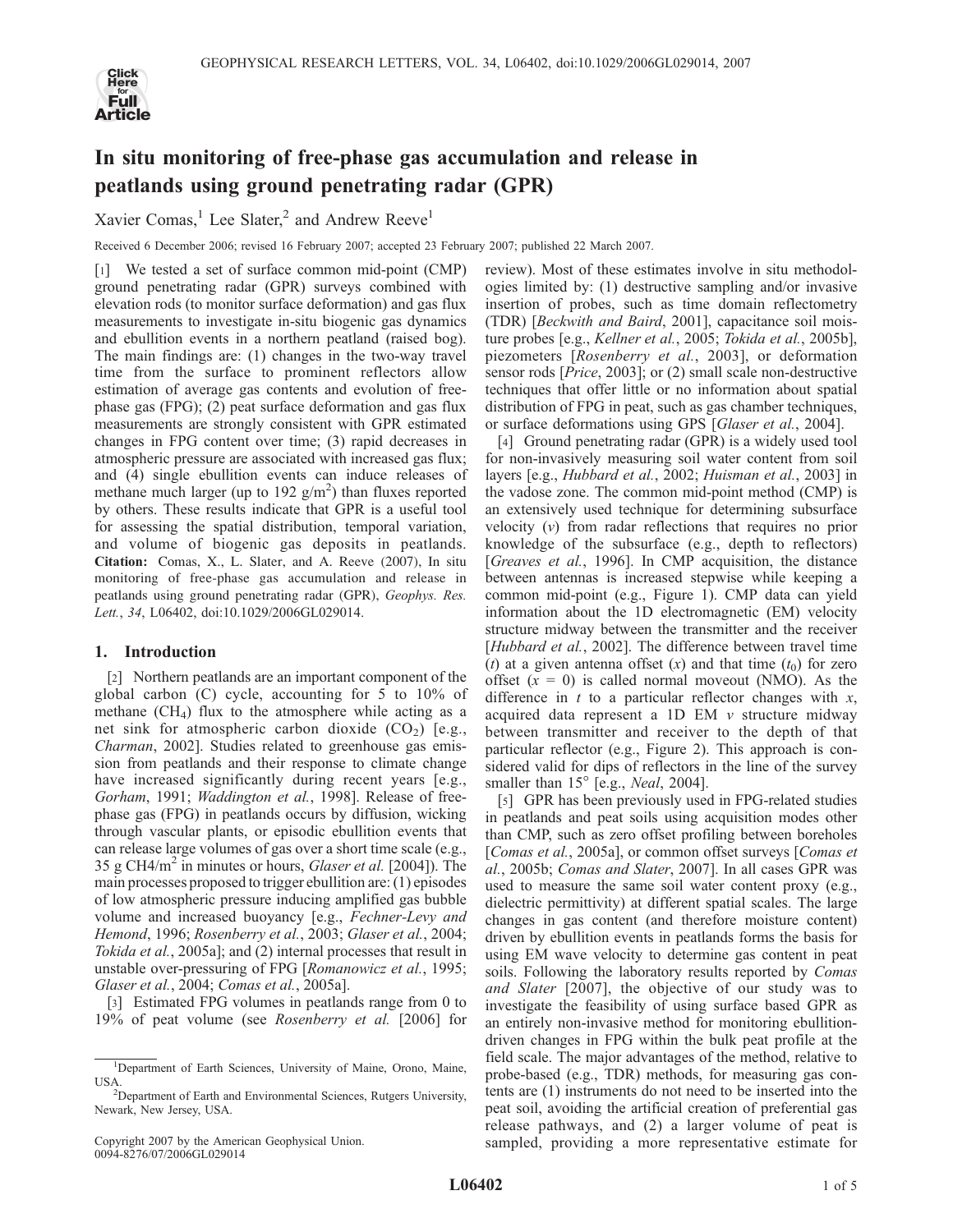# In situ monitoring of free-phase gas accumulation and release in peatlands using ground penetrating radar (GPR)

Xavier Comas,[1] Lee Slater,[2] and Andrew Reeve[1]

Received 6 December 2006; revised 16 February 2007; accepted 23 February 2007; published 22 March 2007.

[1] We tested a set of surface common mid-point (CMP) ground penetrating radar (GPR) surveys combined with elevation rods (to monitor surface deformation) and gas flux measurements to investigate in-situ biogenic gas dynamics and ebullition events in a northern peatland (raised bog). The main findings are: (1) changes in the two-way travel time from the surface to prominent reflectors allow estimation of average gas contents and evolution of free-phase gas (FPG); (2) peat surface deformation and gas flux measurements are strongly consistent with GPR estimated changes in FPG content over time; (3) rapid decreases in atmospheric pressure are associated with increased gas flux; and (4) single ebullition events can induce releases of methane much larger (up to 192 g/m$^2$) than fluxes reported by others. These results indicate that GPR is a useful tool for assessing the spatial distribution, temporal variation, and volume of biogenic gas deposits in peatlands. **Citation:** Comas, X., L. Slater, and A. Reeve (2007), In situ monitoring of free-phase gas accumulation and release in peatlands using ground penetrating radar (GPR), *Geophys. Res. Lett.*, *34*, L06402, doi:10.1029/2006GL029014.

## 1. Introduction

[2] Northern peatlands are an important component of the global carbon (C) cycle, accounting for 5 to 10% of methane ($CH_4$) flux to the atmosphere while acting as a net sink for atmospheric carbon dioxide ($CO_2$) [e.g., *Charman*, 2002]. Studies related to greenhouse gas emission from peatlands and their response to climate change have increased significantly during recent years [e.g., *Gorham*, 1991; *Waddington et al.*, 1998]. Release of free-phase gas (FPG) in peatlands occurs by diffusion, wicking through vascular plants, or episodic ebullition events that can release large volumes of gas over a short time scale (e.g., 35 g $CH_4$/m$^2$ in minutes or hours, *Glaser et al.* [2004]). The main processes proposed to trigger ebullition are: (1) episodes of low atmospheric pressure inducing amplified gas bubble volume and increased buoyancy [e.g., *Fechner-Levy and Hemond*, 1996; *Rosenberry et al.*, 2003; *Glaser et al.*, 2004; *Tokida et al.*, 2005a]; and (2) internal processes that result in unstable over-pressuring of FPG [*Romanowicz et al.*, 1995; *Glaser et al.*, 2004; *Comas et al.*, 2005a].

[3] Estimated FPG volumes in peatlands range from 0 to 19% of peat volume (see *Rosenberry et al.* [2006] for review). Most of these estimates involve in situ methodologies limited by: (1) destructive sampling and/or invasive insertion of probes, such as time domain reflectometry (TDR) [*Beckwith and Baird*, 2001], capacitance soil moisture probes [e.g., *Kellner et al.*, 2005; *Tokida et al.*, 2005b], piezometers [*Rosenberry et al.*, 2003], or deformation sensor rods [*Price*, 2003]; or (2) small scale non-destructive techniques that offer little or no information about spatial distribution of FPG in peat, such as gas chamber techniques, or surface deformations using GPS [*Glaser et al.*, 2004].

[4] Ground penetrating radar (GPR) is a widely used tool for non-invasively measuring soil water content from soil layers [e.g., *Hubbard et al.*, 2002; *Huisman et al.*, 2003] in the vadose zone. The common mid-point method (CMP) is an extensively used technique for determining subsurface velocity ($v$) from radar reflections that requires no prior knowledge of the subsurface (e.g., depth to reflectors) [*Greaves et al.*, 1996]. In CMP acquisition, the distance between antennas is increased stepwise while keeping a common mid-point (e.g., Figure 1). CMP data can yield information about the 1D electromagnetic (EM) velocity structure midway between the transmitter and the receiver [*Hubbard et al.*, 2002]. The difference between travel time ($t$) at a given antenna offset ($x$) and that time ($t_0$) for zero offset ($x = 0$) is called normal moveout (NMO). As the difference in $t$ to a particular reflector changes with $x$, acquired data represent a 1D EM $v$ structure midway between transmitter and receiver to the depth of that particular reflector (e.g., Figure 2). This approach is considered valid for dips of reflectors in the line of the survey smaller than 15° [e.g., *Neal*, 2004].

[5] GPR has been previously used in FPG-related studies in peatlands and peat soils using acquisition modes other than CMP, such as zero offset profiling between boreholes [*Comas et al.*, 2005a], or common offset surveys [*Comas et al.*, 2005b; *Comas and Slater*, 2007]. In all cases GPR was used to measure the same soil water content proxy (e.g., dielectric permittivity) at different spatial scales. The large changes in gas content (and therefore moisture content) driven by ebullition events in peatlands forms the basis for using EM wave velocity to determine gas content in peat soils. Following the laboratory results reported by *Comas and Slater* [2007], the objective of our study was to investigate the feasibility of using surface based GPR as an entirely non-invasive method for monitoring ebullition-driven changes in FPG within the bulk peat profile at the field scale. The major advantages of the method, relative to probe-based (e.g., TDR) methods, for measuring gas contents are (1) instruments do not need to be inserted into the peat soil, avoiding the artificial creation of preferential gas release pathways, and (2) a larger volume of peat is sampled, providing a more representative estimate for

---

[1] Department of Earth Sciences, University of Maine, Orono, Maine, USA.

[2] Department of Earth and Environmental Sciences, Rutgers University, Newark, New Jersey, USA.

Copyright 2007 by the American Geophysical Union.
0094-8276/07/2006GL029014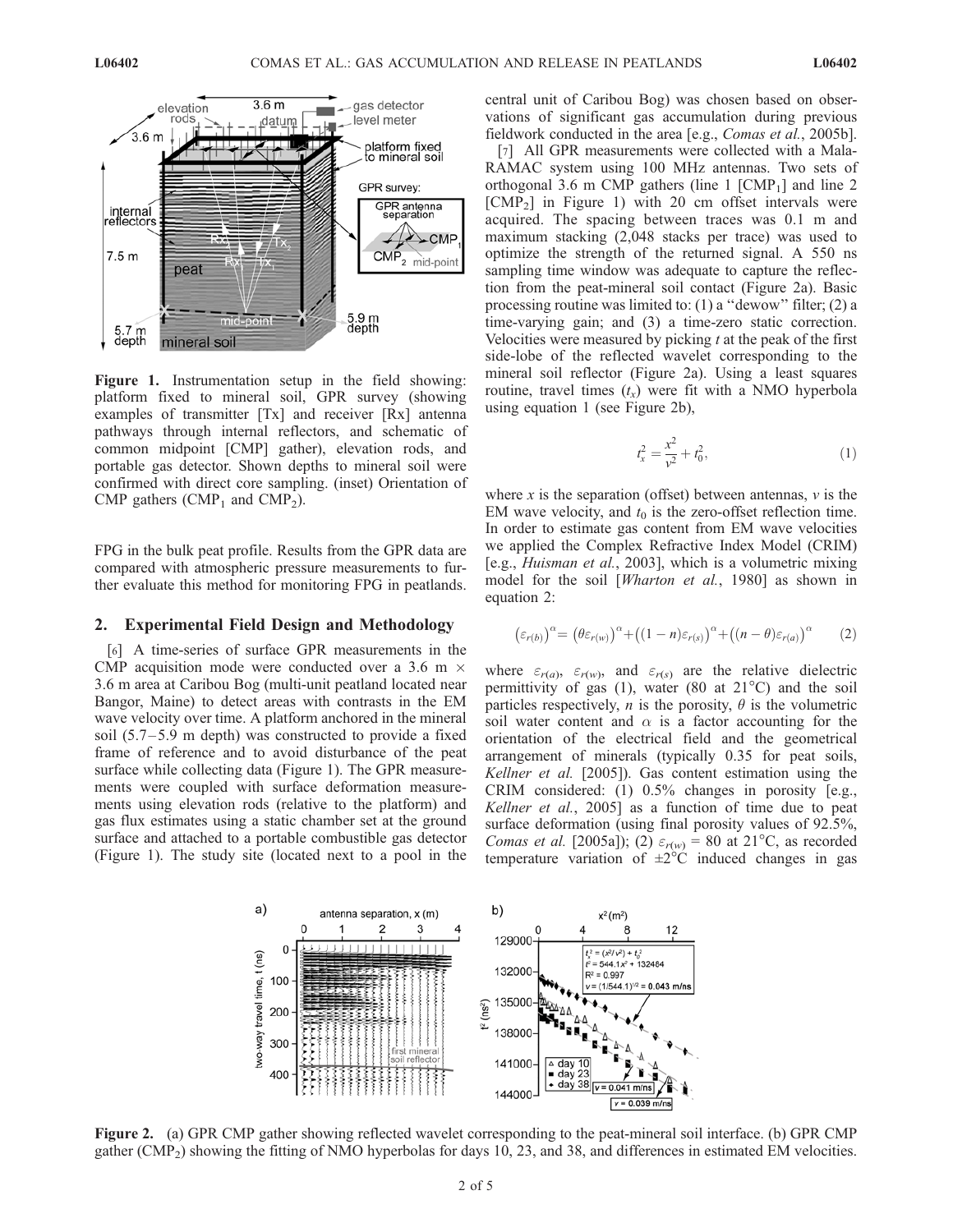Figure 1. Instrumentation setup in the field showing: platform fixed to mineral soil, GPR survey (showing examples of transmitter [Tx] and receiver [Rx] antenna pathways through internal reflectors, and schematic of common midpoint [CMP] gather), elevation rods, and portable gas detector. Shown depths to mineral soil were confirmed with direct core sampling. (inset) Orientation of CMP gathers ($CMP_1$ and $CMP_2$).

FPG in the bulk peat profile. Results from the GPR data are compared with atmospheric pressure measurements to further evaluate this method for monitoring FPG in peatlands.

## 2. Experimental Field Design and Methodology

[6] A time-series of surface GPR measurements in the CMP acquisition mode were conducted over a 3.6 m × 3.6 m area at Caribou Bog (multi-unit peatland located near Bangor, Maine) to detect areas with contrasts in the EM wave velocity over time. A platform anchored in the mineral soil (5.7–5.9 m depth) was constructed to provide a fixed frame of reference and to avoid disturbance of the peat surface while collecting data (Figure 1). The GPR measurements were coupled with surface deformation measurements using elevation rods (relative to the platform) and gas flux estimates using a static chamber set at the ground surface and attached to a portable combustible gas detector (Figure 1). The study site (located next to a pool in the central unit of Caribou Bog) was chosen based on observations of significant gas accumulation during previous fieldwork conducted in the area [e.g., *Comas et al.*, 2005b].

[7] All GPR measurements were collected with a Mala-RAMAC system using 100 MHz antennas. Two sets of orthogonal 3.6 m CMP gathers (line 1 [$CMP_1$] and line 2 [$CMP_2$] in Figure 1) with 20 cm offset intervals were acquired. The spacing between traces was 0.1 m and maximum stacking (2,048 stacks per trace) was used to optimize the strength of the returned signal. A 550 ns sampling time window was adequate to capture the reflection from the peat-mineral soil contact (Figure 2a). Basic processing routine was limited to: (1) a "dewow" filter; (2) a time-varying gain; and (3) a time-zero static correction. Velocities were measured by picking $t$ at the peak of the first side-lobe of the reflected wavelet corresponding to the mineral soil reflector (Figure 2a). Using a least squares routine, travel times ($t_x$) were fit with a NMO hyperbola using equation 1 (see Figure 2b),

$$t_x^2 = \frac{x^2}{v^2} + t_0^2, \tag{1}$$

where $x$ is the separation (offset) between antennas, $v$ is the EM wave velocity, and $t_0$ is the zero-offset reflection time. In order to estimate gas content from EM wave velocities we applied the Complex Refractive Index Model (CRIM) [e.g., *Huisman et al.*, 2003], which is a volumetric mixing model for the soil [*Wharton et al.*, 1980] as shown in equation 2:

$$\left(\varepsilon_{r(b)}\right)^{\alpha} = \left(\theta\varepsilon_{r(w)}\right)^{\alpha} + \left((1-n)\varepsilon_{r(s)}\right)^{\alpha} + \left((n-\theta)\varepsilon_{r(a)}\right)^{\alpha} \tag{2}$$

where $\varepsilon_{r(a)}$, $\varepsilon_{r(w)}$, and $\varepsilon_{r(s)}$ are the relative dielectric permittivity of gas (1), water (80 at 21°C) and the soil particles respectively, $n$ is the porosity, $\theta$ is the volumetric soil water content and $\alpha$ is a factor accounting for the orientation of the electrical field and the geometrical arrangement of minerals (typically 0.35 for peat soils, *Kellner et al.* [2005]). Gas content estimation using the CRIM considered: (1) 0.5% changes in porosity [e.g., *Kellner et al.*, 2005] as a function of time due to peat surface deformation (using final porosity values of 92.5%, *Comas et al.* [2005a]); (2) $\varepsilon_{r(w)}$ = 80 at 21°C, as recorded temperature variation of ±2°C induced changes in gas

Figure 2. (a) GPR CMP gather showing reflected wavelet corresponding to the peat-mineral soil interface. (b) GPR CMP gather ($CMP_2$) showing the fitting of NMO hyperbolas for days 10, 23, and 38, and differences in estimated EM velocities.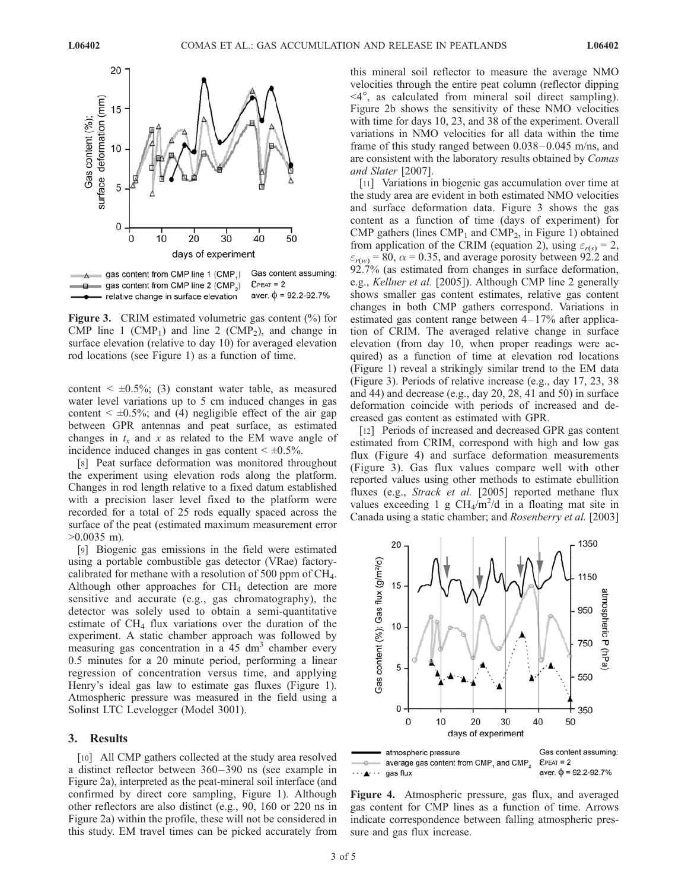Figure 3. CRIM estimated volumetric gas content (%) for CMP line 1 ($CMP_1$) and line 2 ($CMP_2$), and change in surface elevation (relative to day 10) for averaged elevation rod locations (see Figure 1) as a function of time.

content < ±0.5%; (3) constant water table, as measured water level variations up to 5 cm induced changes in gas content < ±0.5%; and (4) negligible effect of the air gap between GPR antennas and peat surface, as estimated changes in $t_x$ and $x$ as related to the EM wave angle of incidence induced changes in gas content < ±0.5%.

[8] Peat surface deformation was monitored throughout the experiment using elevation rods along the platform. Changes in rod length relative to a fixed datum established with a precision laser level fixed to the platform were recorded for a total of 25 rods equally spaced across the surface of the peat (estimated maximum measurement error >0.0035 m).

[9] Biogenic gas emissions in the field were estimated using a portable combustible gas detector (VRae) factory-calibrated for methane with a resolution of 500 ppm of $CH_4$. Although other approaches for $CH_4$ detection are more sensitive and accurate (e.g., gas chromatography), the detector was solely used to obtain a semi-quantitative estimate of $CH_4$ flux variations over the duration of the experiment. A static chamber approach was followed by measuring gas concentration in a 45 $dm^3$ chamber every 0.5 minutes for a 20 minute period, performing a linear regression of concentration versus time, and applying Henry's ideal gas law to estimate gas fluxes (Figure 1). Atmospheric pressure was measured in the field using a Solinst LTC Levelogger (Model 3001).

## 3. Results

[10] All CMP gathers collected at the study area resolved a distinct reflector between 360–390 ns (see example in Figure 2a), interpreted as the peat-mineral soil interface (and confirmed by direct core sampling, Figure 1). Although other reflectors are also distinct (e.g., 90, 160 or 220 ns in Figure 2a) within the profile, these will not be considered in this study. EM travel times can be picked accurately from this mineral soil reflector to measure the average NMO velocities through the entire peat column (reflector dipping <4°, as calculated from mineral soil direct sampling). Figure 2b shows the sensitivity of these NMO velocities with time for days 10, 23, and 38 of the experiment. Overall variations in NMO velocities for all data within the time frame of this study ranged between 0.038–0.045 m/ns, and are consistent with the laboratory results obtained by *Comas and Slater* [2007].

[11] Variations in biogenic gas accumulation over time at the study area are evident in both estimated NMO velocities and surface deformation data. Figure 3 shows the gas content as a function of time (days of experiment) for CMP gathers (lines $CMP_1$ and $CMP_2$, in Figure 1) obtained from application of the CRIM (equation 2), using $\varepsilon_{r(s)} = 2$, $\varepsilon_{r(w)} = 80$, $\alpha = 0.35$, and average porosity between 92.2 and 92.7% (as estimated from changes in surface deformation, e.g., *Kellner et al.* [2005]). Although CMP line 2 generally shows smaller gas content estimates, relative gas content changes in both CMP gathers correspond. Variations in estimated gas content range between 4–17% after application of CRIM. The averaged relative change in surface elevation (from day 10, when proper readings were acquired) as a function of time at elevation rod locations (Figure 1) reveal a strikingly similar trend to the EM data (Figure 3). Periods of relative increase (e.g., day 17, 23, 38 and 44) and decrease (e.g., day 20, 28, 41 and 50) in surface deformation coincide with periods of increased and decreased gas content as estimated with GPR.

[12] Periods of increased and decreased GPR gas content estimated from CRIM, correspond with high and low gas flux (Figure 4) and surface deformation measurements (Figure 3). Gas flux values compare well with other reported values using other methods to estimate ebullition fluxes (e.g., *Strack et al.* [2005] reported methane flux values exceeding 1 g $CH_4/m^2/d$ in a floating mat site in Canada using a static chamber; and *Rosenberry et al.* [2003]

Figure 4. Atmospheric pressure, gas flux, and averaged gas content for CMP lines as a function of time. Arrows indicate correspondence between falling atmospheric pressure and gas flux increase.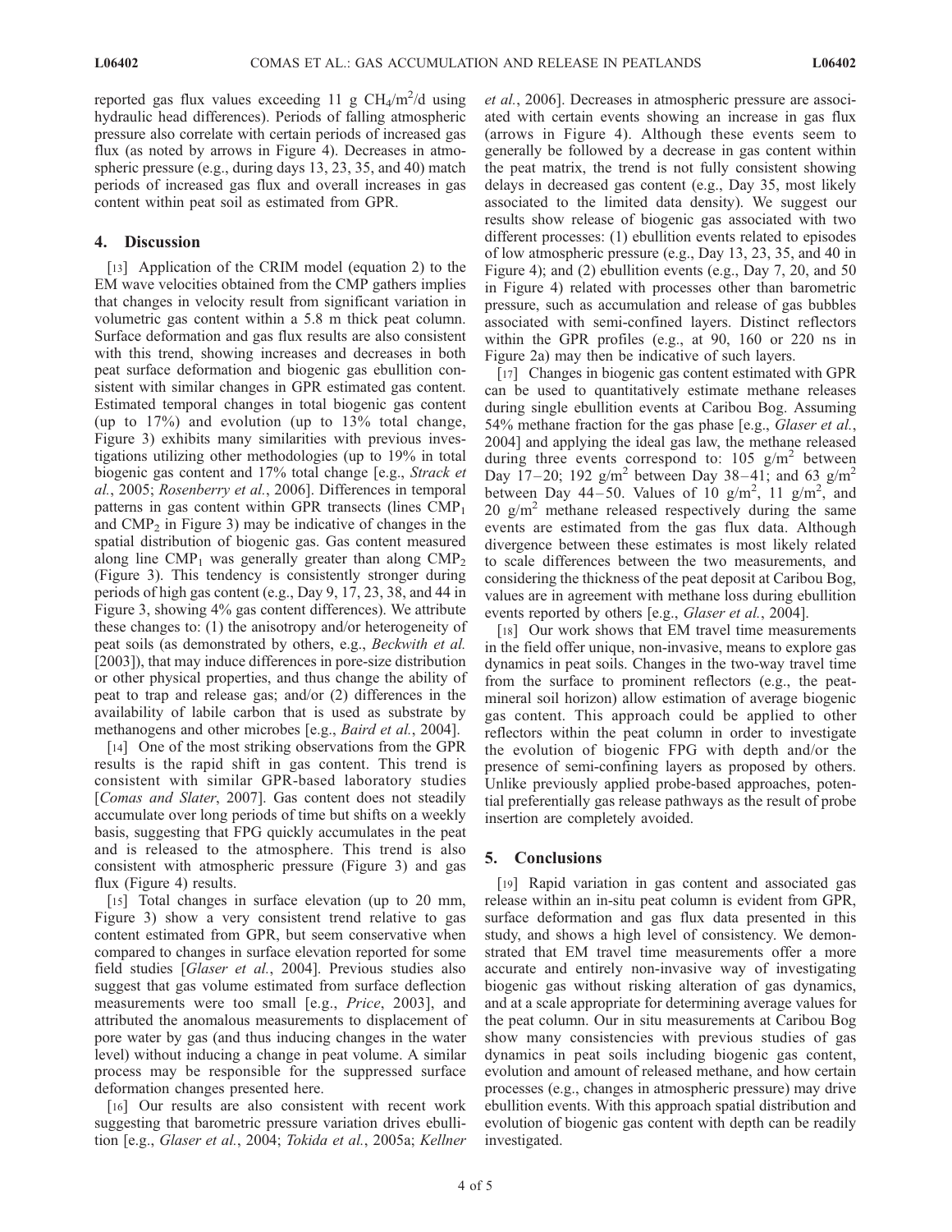reported gas flux values exceeding 11 g $CH_4$/m$^2$/d using hydraulic head differences). Periods of falling atmospheric pressure also correlate with certain periods of increased gas flux (as noted by arrows in Figure 4). Decreases in atmospheric pressure (e.g., during days 13, 23, 35, and 40) match periods of increased gas flux and overall increases in gas content within peat soil as estimated from GPR.

## 4. Discussion

[13] Application of the CRIM model (equation 2) to the EM wave velocities obtained from the CMP gathers implies that changes in velocity result from significant variation in volumetric gas content within a 5.8 m thick peat column. Surface deformation and gas flux results are also consistent with this trend, showing increases and decreases in both peat surface deformation and biogenic gas ebullition consistent with similar changes in GPR estimated gas content. Estimated temporal changes in total biogenic gas content (up to 17%) and evolution (up to 13% total change, Figure 3) exhibits many similarities with previous investigations utilizing other methodologies (up to 19% in total biogenic gas content and 17% total change [e.g., *Strack et al.*, 2005; *Rosenberry et al.*, 2006]. Differences in temporal patterns in gas content within GPR transects (lines $CMP_1$ and $CMP_2$ in Figure 3) may be indicative of changes in the spatial distribution of biogenic gas. Gas content measured along line $CMP_1$ was generally greater than along $CMP_2$ (Figure 3). This tendency is consistently stronger during periods of high gas content (e.g., Day 9, 17, 23, 38, and 44 in Figure 3, showing 4% gas content differences). We attribute these changes to: (1) the anisotropy and/or heterogeneity of peat soils (as demonstrated by others, e.g., *Beckwith et al.* [2003]), that may induce differences in pore-size distribution or other physical properties, and thus change the ability of peat to trap and release gas; and/or (2) differences in the availability of labile carbon that is used as substrate by methanogens and other microbes [e.g., *Baird et al.*, 2004].

[14] One of the most striking observations from the GPR results is the rapid shift in gas content. This trend is consistent with similar GPR-based laboratory studies [*Comas and Slater*, 2007]. Gas content does not steadily accumulate over long periods of time but shifts on a weekly basis, suggesting that FPG quickly accumulates in the peat and is released to the atmosphere. This trend is also consistent with atmospheric pressure (Figure 3) and gas flux (Figure 4) results.

[15] Total changes in surface elevation (up to 20 mm, Figure 3) show a very consistent trend relative to gas content estimated from GPR, but seem conservative when compared to changes in surface elevation reported for some field studies [*Glaser et al.*, 2004]. Previous studies also suggest that gas volume estimated from surface deflection measurements were too small [e.g., *Price*, 2003], and attributed the anomalous measurements to displacement of pore water by gas (and thus inducing changes in the water level) without inducing a change in peat volume. A similar process may be responsible for the suppressed surface deformation changes presented here.

[16] Our results are also consistent with recent work suggesting that barometric pressure variation drives ebullition [e.g., *Glaser et al.*, 2004; *Tokida et al.*, 2005a; *Kellner et al.*, 2006]. Decreases in atmospheric pressure are associated with certain events showing an increase in gas flux (arrows in Figure 4). Although these events seem to generally be followed by a decrease in gas content within the peat matrix, the trend is not fully consistent showing delays in decreased gas content (e.g., Day 35, most likely associated to the limited data density). We suggest our results show release of biogenic gas associated with two different processes: (1) ebullition events related to episodes of low atmospheric pressure (e.g., Day 13, 23, 35, and 40 in Figure 4); and (2) ebullition events (e.g., Day 7, 20, and 50 in Figure 4) related with processes other than barometric pressure, such as accumulation and release of gas bubbles associated with semi-confined layers. Distinct reflectors within the GPR profiles (e.g., at 90, 160 or 220 ns in Figure 2a) may then be indicative of such layers.

[17] Changes in biogenic gas content estimated with GPR can be used to quantitatively estimate methane releases during single ebullition events at Caribou Bog. Assuming 54% methane fraction for the gas phase [e.g., *Glaser et al.*, 2004] and applying the ideal gas law, the methane released during three events correspond to: 105 g/m$^2$ between Day 17–20; 192 g/m$^2$ between Day 38–41; and 63 g/m$^2$ between Day 44–50. Values of 10 g/m$^2$, 11 g/m$^2$, and 20 g/m$^2$ methane released respectively during the same events are estimated from the gas flux data. Although divergence between these estimates is most likely related to scale differences between the two measurements, and considering the thickness of the peat deposit at Caribou Bog, values are in agreement with methane loss during ebullition events reported by others [e.g., *Glaser et al.*, 2004].

[18] Our work shows that EM travel time measurements in the field offer unique, non-invasive, means to explore gas dynamics in peat soils. Changes in the two-way travel time from the surface to prominent reflectors (e.g., the peat-mineral soil horizon) allow estimation of average biogenic gas content. This approach could be applied to other reflectors within the peat column in order to investigate the evolution of biogenic FPG with depth and/or the presence of semi-confining layers as proposed by others. Unlike previously applied probe-based approaches, potential preferentially gas release pathways as the result of probe insertion are completely avoided.

## 5. Conclusions

[19] Rapid variation in gas content and associated gas release within an in-situ peat column is evident from GPR, surface deformation and gas flux data presented in this study, and shows a high level of consistency. We demonstrated that EM travel time measurements offer a more accurate and entirely non-invasive way of investigating biogenic gas without risking alteration of gas dynamics, and at a scale appropriate for determining average values for the peat column. Our in situ measurements at Caribou Bog show many consistencies with previous studies of gas dynamics in peat soils including biogenic gas content, evolution and amount of released methane, and how certain processes (e.g., changes in atmospheric pressure) may drive ebullition events. With this approach spatial distribution and evolution of biogenic gas content with depth can be readily investigated.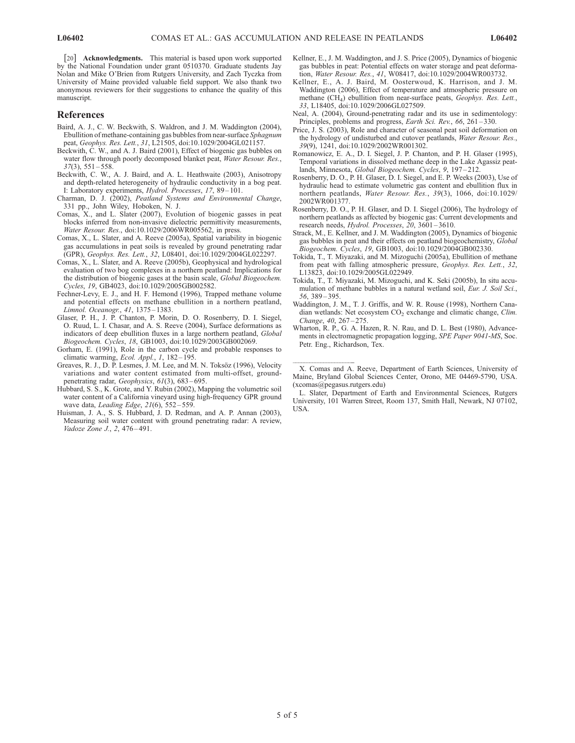[20] **Acknowledgments.** This material is based upon work supported by the National Foundation under grant 0510370. Graduate students Jay Nolan and Mike O'Brien from Rutgers University, and Zach Tyczka from University of Maine provided valuable field support. We also thank two anonymous reviewers for their suggestions to enhance the quality of this manuscript.

## References

Baird, A. J., C. W. Beckwith, S. Waldron, and J. M. Waddington (2004), Ebullition of methane-containing gas bubbles from near-surface *Sphagnum* peat, *Geophys. Res. Lett.*, *31*, L21505, doi:10.1029/2004GL021157.

Beckwith, C. W., and A. J. Baird (2001), Effect of biogenic gas bubbles on water flow through poorly decomposed blanket peat, *Water Resour. Res.*, *37*(3), 551–558.

Beckwith, C. W., A. J. Baird, and A. L. Heathwaite (2003), Anisotropy and depth-related heterogeneity of hydraulic conductivity in a bog peat. I: Laboratory experiments, *Hydrol. Processes*, *17*, 89–101.

Charman, D. J. (2002), *Peatland Systems and Environmental Change*, 331 pp., John Wiley, Hoboken, N. J.

Comas, X., and L. Slater (2007), Evolution of biogenic gasses in peat blocks inferred from non-invasive dielectric permittivity measurements, *Water Resour. Res.*, doi:10.1029/2006WR005562, in press.

Comas, X., L. Slater, and A. Reeve (2005a), Spatial variability in biogenic gas accumulations in peat soils is revealed by ground penetrating radar (GPR), *Geophys. Res. Lett.*, *32*, L08401, doi:10.1029/2004GL022297.

Comas, X., L. Slater, and A. Reeve (2005b), Geophysical and hydrological evaluation of two bog complexes in a northern peatland: Implications for the distribution of biogenic gases at the basin scale, *Global Biogeochem. Cycles*, *19*, GB4023, doi:10.1029/2005GB002582.

Fechner-Levy, E. J., and H. F. Hemond (1996), Trapped methane volume and potential effects on methane ebullition in a northern peatland, *Limnol. Oceanogr.*, *41*, 1375–1383.

Glaser, P. H., J. P. Chanton, P. Morin, D. O. Rosenberry, D. I. Siegel, O. Ruud, L. I. Chasar, and A. S. Reeve (2004), Surface deformations as indicators of deep ebullition fluxes in a large northern peatland, *Global Biogeochem. Cycles*, *18*, GB1003, doi:10.1029/2003GB002069.

Gorham, E. (1991), Role in the carbon cycle and probable responses to climatic warming, *Ecol. Appl.*, *1*, 182–195.

Greaves, R. J., D. P. Lesmes, J. M. Lee, and M. N. Toksöz (1996), Velocity variations and water content estimated from multi-offset, ground-penetrating radar, *Geophysics*, *61*(3), 683–695.

Hubbard, S. S., K. Grote, and Y. Rubin (2002), Mapping the volumetric soil water content of a California vineyard using high-frequency GPR ground wave data, *Leading Edge*, *21*(6), 552–559.

Huisman, J. A., S. S. Hubbard, J. D. Redman, and A. P. Annan (2003), Measuring soil water content with ground penetrating radar: A review, *Vadoze Zone J.*, *2*, 476–491.

Kellner, E., J. M. Waddington, and J. S. Price (2005), Dynamics of biogenic gas bubbles in peat: Potential effects on water storage and peat deformation, *Water Resour. Res.*, *41*, W08417, doi:10.1029/2004WR003732.

Kellner, E., A. J. Baird, M. Oosterwoud, K. Harrison, and J. M. Waddington (2006), Effect of temperature and atmospheric pressure on methane ($CH_4$) ebullition from near-surface peats, *Geophys. Res. Lett.*, *33*, L18405, doi:10.1029/2006GL027509.

Neal, A. (2004), Ground-penetrating radar and its use in sedimentology: Principles, problems and progress, *Earth Sci. Rev.*, *66*, 261–330.

Price, J. S. (2003), Role and character of seasonal peat soil deformation on the hydrology of undisturbed and cutover peatlands, *Water Resour. Res.*, *39*(9), 1241, doi:10.1029/2002WR001302.

Romanowicz, E. A., D. I. Siegel, J. P. Chanton, and P. H. Glaser (1995), Temporal variations in dissolved methane deep in the Lake Agassiz peatlands, Minnesota, *Global Biogeochem. Cycles*, *9*, 197–212.

Rosenberry, D. O., P. H. Glaser, D. I. Siegel, and E. P. Weeks (2003), Use of hydraulic head to estimate volumetric gas content and ebullition flux in northern peatlands, *Water Resour. Res.*, *39*(3), 1066, doi:10.1029/2002WR001377.

Rosenberry, D. O., P. H. Glaser, and D. I. Siegel (2006), The hydrology of northern peatlands as affected by biogenic gas: Current developments and research needs, *Hydrol. Processes*, *20*, 3601–3610.

Strack, M., E. Kellner, and J. M. Waddington (2005), Dynamics of biogenic gas bubbles in peat and their effects on peatland biogeochemistry, *Global Biogeochem. Cycles*, *19*, GB1003, doi:10.1029/2004GB002330.

Tokida, T., T. Miyazaki, and M. Mizoguchi (2005a), Ebullition of methane from peat with falling atmospheric pressure, *Geophys. Res. Lett.*, *32*, L13823, doi:10.1029/2005GL022949.

Tokida, T., T. Miyazaki, M. Mizoguchi, and K. Seki (2005b), In situ accumulation of methane bubbles in a natural wetland soil, *Eur. J. Soil Sci.*, *56*, 389–395.

Waddington, J. M., T. J. Griffis, and W. R. Rouse (1998), Northern Canadian wetlands: Net ecosystem $CO_2$ exchange and climatic change, *Clim. Change*, *40*, 267–275.

Wharton, R. P., G. A. Hazen, R. N. Rau, and D. L. Best (1980), Advancements in electromagnetic propagation logging, *SPE Paper 9041-MS*, Soc. Petr. Eng., Richardson, Tex.

---

X. Comas and A. Reeve, Department of Earth Sciences, University of Maine, Bryland Global Sciences Center, Orono, ME 04469-5790, USA. (xcomas@pegasus.rutgers.edu)

L. Slater, Department of Earth and Environmental Sciences, Rutgers University, 101 Warren Street, Room 137, Smith Hall, Newark, NJ 07102, USA.